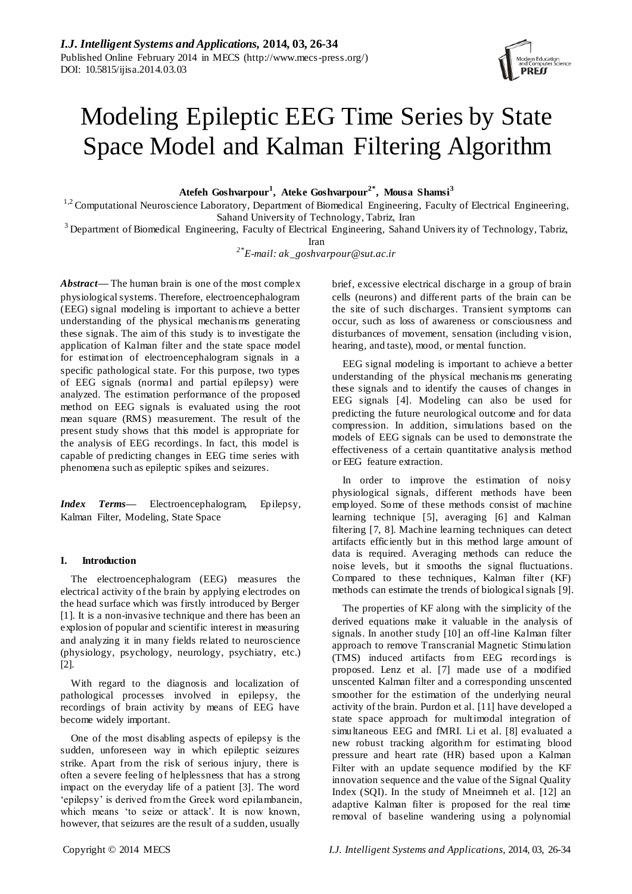# Modeling Epileptic EEG Time Series by State Space Model and Kalman Filtering Algorithm

**Atefeh Goshvarpour[1], Ateke Goshvarpour[2*], Mousa Shamsi[3]**

[1,2] Computational Neuroscience Laboratory, Department of Biomedical Engineering, Faculty of Electrical Engineering, Sahand University of Technology, Tabriz, Iran

[3] Department of Biomedical Engineering, Faculty of Electrical Engineering, Sahand University of Technology, Tabriz, Iran

[2*] *E-mail: ak_goshvarpour@sut.ac.ir*

***Abstract*****—** The human brain is one of the most complex physiological systems. Therefore, electroencephalogram (EEG) signal modeling is important to achieve a better understanding of the physical mechanisms generating these signals. The aim of this study is to investigate the application of Kalman filter and the state space model for estimation of electroencephalogram signals in a specific pathological state. For this purpose, two types of EEG signals (normal and partial epilepsy) were analyzed. The estimation performance of the proposed method on EEG signals is evaluated using the root mean square (RMS) measurement. The result of the present study shows that this model is appropriate for the analysis of EEG recordings. In fact, this model is capable of predicting changes in EEG time series with phenomena such as epileptic spikes and seizures.

***Index Terms*****—** Electroencephalogram, Epilepsy, Kalman Filter, Modeling, State Space

## I. Introduction

The electroencephalogram (EEG) measures the electrical activity of the brain by applying electrodes on the head surface which was firstly introduced by Berger [1]. It is a non-invasive technique and there has been an explosion of popular and scientific interest in measuring and analyzing it in many fields related to neuroscience (physiology, psychology, neurology, psychiatry, etc.) [2].

With regard to the diagnosis and localization of pathological processes involved in epilepsy, the recordings of brain activity by means of EEG have become widely important.

One of the most disabling aspects of epilepsy is the sudden, unforeseen way in which epileptic seizures strike. Apart from the risk of serious injury, there is often a severe feeling of helplessness that has a strong impact on the everyday life of a patient [3]. The word 'epilepsy' is derived from the Greek word epilambanein, which means 'to seize or attack'. It is now known, however, that seizures are the result of a sudden, usually brief, excessive electrical discharge in a group of brain cells (neurons) and different parts of the brain can be the site of such discharges. Transient symptoms can occur, such as loss of awareness or consciousness and disturbances of movement, sensation (including vision, hearing, and taste), mood, or mental function.

EEG signal modeling is important to achieve a better understanding of the physical mechanisms generating these signals and to identify the causes of changes in EEG signals [4]. Modeling can also be used for predicting the future neurological outcome and for data compression. In addition, simulations based on the models of EEG signals can be used to demonstrate the effectiveness of a certain quantitative analysis method or EEG feature extraction.

In order to improve the estimation of noisy physiological signals, different methods have been employed. Some of these methods consist of machine learning technique [5], averaging [6] and Kalman filtering [7, 8]. Machine learning techniques can detect artifacts efficiently but in this method large amount of data is required. Averaging methods can reduce the noise levels, but it smooths the signal fluctuations. Compared to these techniques, Kalman filter (KF) methods can estimate the trends of biological signals [9].

The properties of KF along with the simplicity of the derived equations make it valuable in the analysis of signals. In another study [10] an off-line Kalman filter approach to remove Transcranial Magnetic Stimulation (TMS) induced artifacts from EEG recordings is proposed. Lenz et al. [7] made use of a modified unscented Kalman filter and a corresponding unscented smoother for the estimation of the underlying neural activity of the brain. Purdon et al. [11] have developed a state space approach for multimodal integration of simultaneous EEG and fMRI. Li et al. [8] evaluated a new robust tracking algorithm for estimating blood pressure and heart rate (HR) based upon a Kalman Filter with an update sequence modified by the KF innovation sequence and the value of the Signal Quality Index (SQI). In the study of Mneimneh et al. [12] an adaptive Kalman filter is proposed for the real time removal of baseline wandering using a polynomial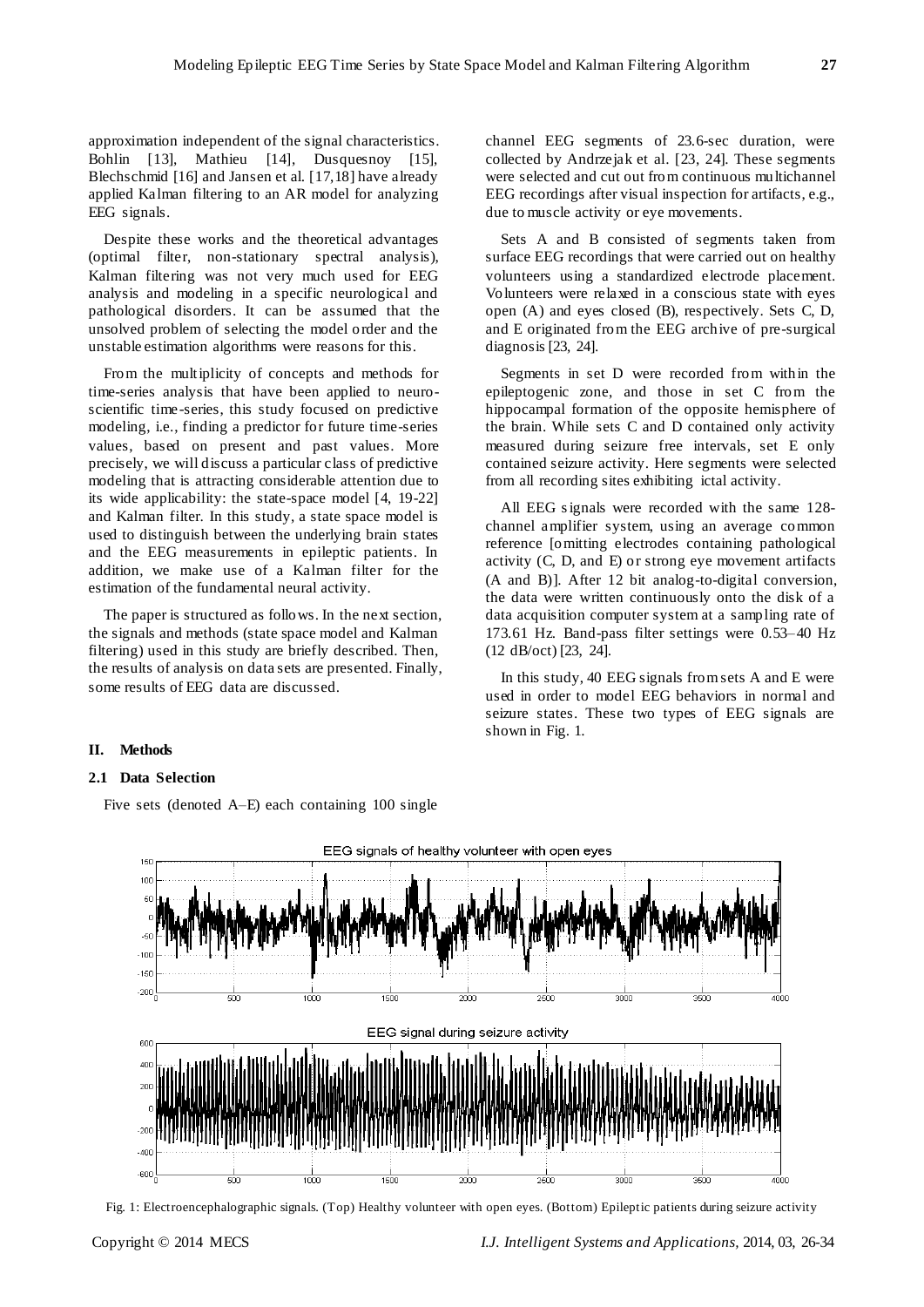approximation independent of the signal characteristics. Bohlin [13], Mathieu [14], Dusquesnoy [15], Blechschmid [16] and Jansen et al. [17,18] have already applied Kalman filtering to an AR model for analyzing EEG signals.

Despite these works and the theoretical advantages (optimal filter, non-stationary spectral analysis), Kalman filtering was not very much used for EEG analysis and modeling in a specific neurological and pathological disorders. It can be assumed that the unsolved problem of selecting the model order and the unstable estimation algorithms were reasons for this.

From the multiplicity of concepts and methods for time-series analysis that have been applied to neuro-scientific time-series, this study focused on predictive modeling, i.e., finding a predictor for future time-series values, based on present and past values. More precisely, we will discuss a particular class of predictive modeling that is attracting considerable attention due to its wide applicability: the state-space model [4, 19-22] and Kalman filter. In this study, a state space model is used to distinguish between the underlying brain states and the EEG measurements in epileptic patients. In addition, we make use of a Kalman filter for the estimation of the fundamental neural activity.

The paper is structured as follows. In the next section, the signals and methods (state space model and Kalman filtering) used in this study are briefly described. Then, the results of analysis on data sets are presented. Finally, some results of EEG data are discussed.

## II. Methods

### 2.1 Data Selection

Five sets (denoted A–E) each containing 100 single channel EEG segments of 23.6-sec duration, were collected by Andrzejak et al. [23, 24]. These segments were selected and cut out from continuous multichannel EEG recordings after visual inspection for artifacts, e.g., due to muscle activity or eye movements.

Sets A and B consisted of segments taken from surface EEG recordings that were carried out on healthy volunteers using a standardized electrode placement. Volunteers were relaxed in a conscious state with eyes open (A) and eyes closed (B), respectively. Sets C, D, and E originated from the EEG archive of pre-surgical diagnosis [23, 24].

Segments in set D were recorded from within the epileptogenic zone, and those in set C from the hippocampal formation of the opposite hemisphere of the brain. While sets C and D contained only activity measured during seizure free intervals, set E only contained seizure activity. Here segments were selected from all recording sites exhibiting ictal activity.

All EEG signals were recorded with the same 128-channel amplifier system, using an average common reference [omitting electrodes containing pathological activity (C, D, and E) or strong eye movement artifacts (A and B)]. After 12 bit analog-to-digital conversion, the data were written continuously onto the disk of a data acquisition computer system at a sampling rate of 173.61 Hz. Band-pass filter settings were 0.53–40 Hz (12 dB/oct) [23, 24].

In this study, 40 EEG signals from sets A and E were used in order to model EEG behaviors in normal and seizure states. These two types of EEG signals are shown in Fig. 1.

Fig. 1: Electroencephalographic signals. (Top) Healthy volunteer with open eyes. (Bottom) Epileptic patients during seizure activity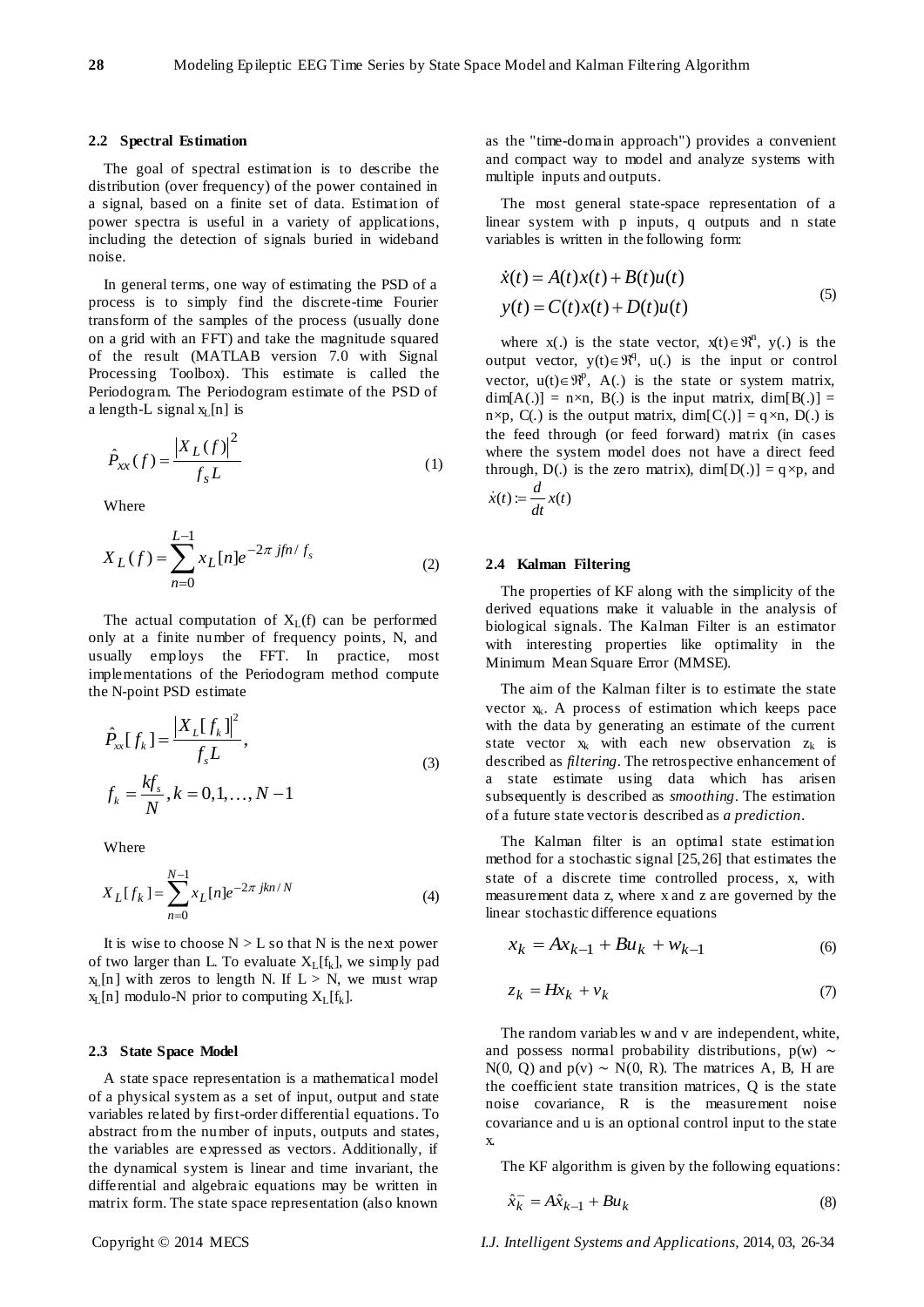### 2.2 Spectral Estimation

The goal of spectral estimation is to describe the distribution (over frequency) of the power contained in a signal, based on a finite set of data. Estimation of power spectra is useful in a variety of applications, including the detection of signals buried in wideband noise.

In general terms, one way of estimating the PSD of a process is to simply find the discrete-time Fourier transform of the samples of the process (usually done on a grid with an FFT) and take the magnitude squared of the result (MATLAB version 7.0 with Signal Processing Toolbox). This estimate is called the Periodogram. The Periodogram estimate of the PSD of a length-L signal $x_L[n]$ is

$$\hat{P}_{xx}(f) = \frac{|X_L(f)|^2}{f_s L} \tag{1}$$

Where

$$X_L(f) = \sum_{n=0}^{L-1} x_L[n] e^{-2\pi jfn/f_s} \tag{2}$$

The actual computation of $X_L(f)$ can be performed only at a finite number of frequency points, N, and usually employs the FFT. In practice, most implementations of the Periodogram method compute the N-point PSD estimate

$$\hat{P}_{xx}[f_k] = \frac{|X_L[f_k]|^2}{f_s L}, \quad f_k = \frac{kf_s}{N}, k = 0,1,\ldots,N-1 \tag{3}$$

Where

$$X_L[f_k] = \sum_{n=0}^{N-1} x_L[n] e^{-2\pi jkn/N} \tag{4}$$

It is wise to choose $N > L$ so that N is the next power of two larger than L. To evaluate $X_L[f_k]$, we simply pad $x_L[n]$ with zeros to length N. If $L > N$, we must wrap $x_L[n]$ modulo-N prior to computing $X_L[f_k]$.

### 2.3 State Space Model

A state space representation is a mathematical model of a physical system as a set of input, output and state variables related by first-order differential equations. To abstract from the number of inputs, outputs and states, the variables are expressed as vectors. Additionally, if the dynamical system is linear and time invariant, the differential and algebraic equations may be written in matrix form. The state space representation (also known as the "time-domain approach") provides a convenient and compact way to model and analyze systems with multiple inputs and outputs.

The most general state-space representation of a linear system with p inputs, q outputs and n state variables is written in the following form:

$$\begin{aligned} \dot{x}(t) &= A(t)x(t) + B(t)u(t) \\ y(t) &= C(t)x(t) + D(t)u(t) \end{aligned} \tag{5}$$

where x(.) is the state vector, $x(t) \in \Re^n$, y(.) is the output vector, $y(t) \in \Re^q$, u(.) is the input or control vector, $u(t) \in \Re^p$, A(.) is the state or system matrix, $\dim[A(.)] = n \times n$, B(.) is the input matrix, $\dim[B(.)] = n \times p$, C(.) is the output matrix, $\dim[C(.)] = q \times n$, D(.) is the feed through (or feed forward) matrix (in cases where the system model does not have a direct feed through, D(.) is the zero matrix), $\dim[D(.)] = q \times p$, and $\dot{x}(t) := \frac{d}{dt}x(t)$

### 2.4 Kalman Filtering

The properties of KF along with the simplicity of the derived equations make it valuable in the analysis of biological signals. The Kalman Filter is an estimator with interesting properties like optimality in the Minimum Mean Square Error (MMSE).

The aim of the Kalman filter is to estimate the state vector $x_k$. A process of estimation which keeps pace with the data by generating an estimate of the current state vector $x_k$ with each new observation $z_k$ is described as *filtering*. The retrospective enhancement of a state estimate using data which has arisen subsequently is described as *smoothing*. The estimation of a future state vector is described as *a prediction*.

The Kalman filter is an optimal state estimation method for a stochastic signal [25,26] that estimates the state of a discrete time controlled process, x, with measurement data z, where x and z are governed by the linear stochastic difference equations

$$x_k = Ax_{k-1} + Bu_k + w_{k-1} \tag{6}$$

$$z_k = Hx_k + v_k \tag{7}$$

The random variables w and v are independent, white, and possess normal probability distributions, $p(w) \sim N(0, Q)$ and $p(v) \sim N(0, R)$. The matrices A, B, H are the coefficient state transition matrices, Q is the state noise covariance, R is the measurement noise covariance and u is an optional control input to the state x.

The KF algorithm is given by the following equations:

$$\hat{x}_k^- = A\hat{x}_{k-1} + Bu_k \tag{8}$$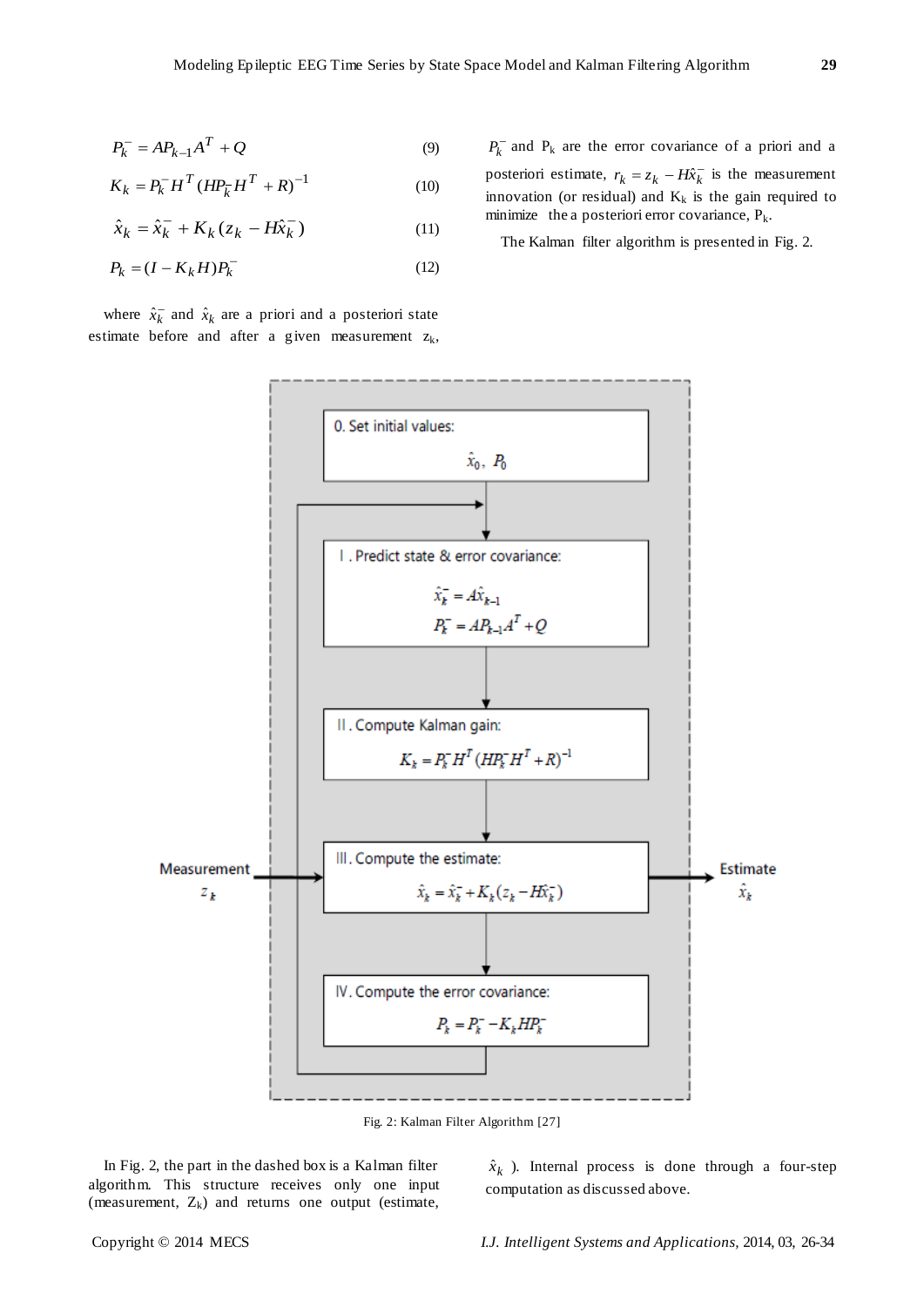$$P_k^- = AP_{k-1}A^T + Q \tag{9}$$

$$K_k = P_k^- H^T (HP_k^- H^T + R)^{-1} \tag{10}$$

$$\hat{x}_k = \hat{x}_k^- + K_k (z_k - H\hat{x}_k^-) \tag{11}$$

$$P_k = (I - K_k H) P_k^- \tag{12}$$

where $\hat{x}_k^-$ and $\hat{x}_k$ are a priori and a posteriori state estimate before and after a given measurement $z_k$, $P_k^-$ and $P_k$ are the error covariance of a priori and a posteriori estimate, $r_k = z_k - H\hat{x}_k^-$ is the measurement innovation (or residual) and $K_k$ is the gain required to minimize the a posteriori error covariance, $P_k$.

The Kalman filter algorithm is presented in Fig. 2.

0. Set initial values:

$\hat{x}_0$, $P_0$

I. Predict state & error covariance:

$\hat{x}_k^- = A\hat{x}_{k-1}$

$P_k^- = AP_{k-1}A^T + Q$

II. Compute Kalman gain:

$K_k = P_k^- H^T (HP_k^- H^T + R)^{-1}$

III. Compute the estimate:

$\hat{x}_k = \hat{x}_k^- + K_k (z_k - H\hat{x}_k^-)$

IV. Compute the error covariance:

$P_k = P_k^- - K_k H P_k^-$

Measurement $z_k$ → Estimate $\hat{x}_k$

Fig. 2: Kalman Filter Algorithm [27]

In Fig. 2, the part in the dashed box is a Kalman filter algorithm. This structure receives only one input (measurement, $Z_k$) and returns one output (estimate, $\hat{x}_k$). Internal process is done through a four-step computation as discussed above.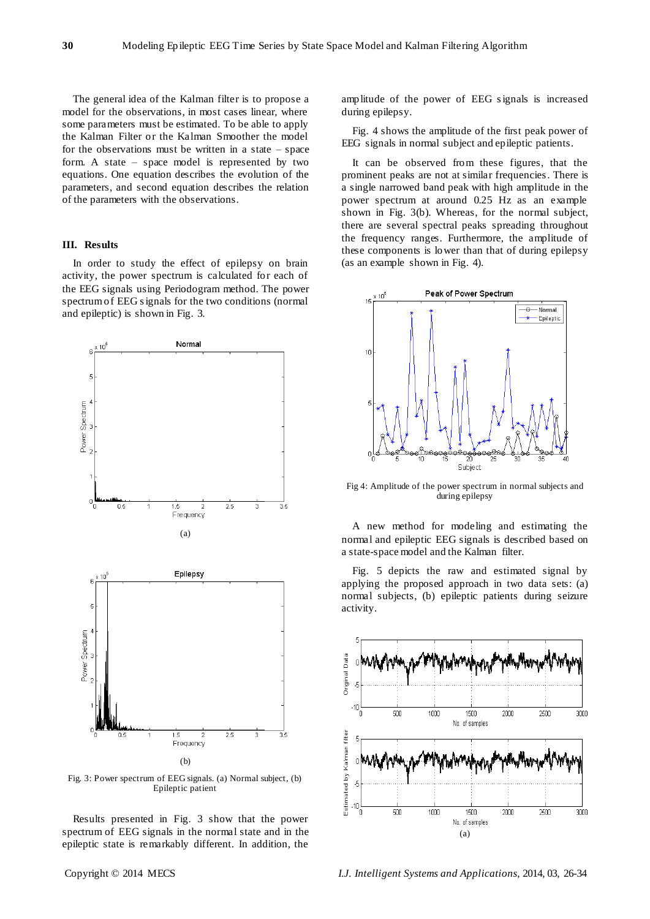The general idea of the Kalman filter is to propose a model for the observations, in most cases linear, where some parameters must be estimated. To be able to apply the Kalman Filter or the Kalman Smoother the model for the observations must be written in a state – space form. A state – space model is represented by two equations. One equation describes the evolution of the parameters, and second equation describes the relation of the parameters with the observations.

## III. Results

In order to study the effect of epilepsy on brain activity, the power spectrum is calculated for each of the EEG signals using Periodogram method. The power spectrum of EEG signals for the two conditions (normal and epileptic) is shown in Fig. 3.

(a)

(b)

Fig. 3: Power spectrum of EEG signals. (a) Normal subject, (b) Epileptic patient

Results presented in Fig. 3 show that the power spectrum of EEG signals in the normal state and in the epileptic state is remarkably different. In addition, the amplitude of the power of EEG signals is increased during epilepsy.

Fig. 4 shows the amplitude of the first peak power of EEG signals in normal subject and epileptic patients.

It can be observed from these figures, that the prominent peaks are not at similar frequencies. There is a single narrowed band peak with high amplitude in the power spectrum at around 0.25 Hz as an example shown in Fig. 3(b). Whereas, for the normal subject, there are several spectral peaks spreading throughout the frequency ranges. Furthermore, the amplitude of these components is lower than that of during epilepsy (as an example shown in Fig. 4).

Fig 4: Amplitude of the power spectrum in normal subjects and during epilepsy

A new method for modeling and estimating the normal and epileptic EEG signals is described based on a state-space model and the Kalman filter.

Fig. 5 depicts the raw and estimated signal by applying the proposed approach in two data sets: (a) normal subjects, (b) epileptic patients during seizure activity.

(a)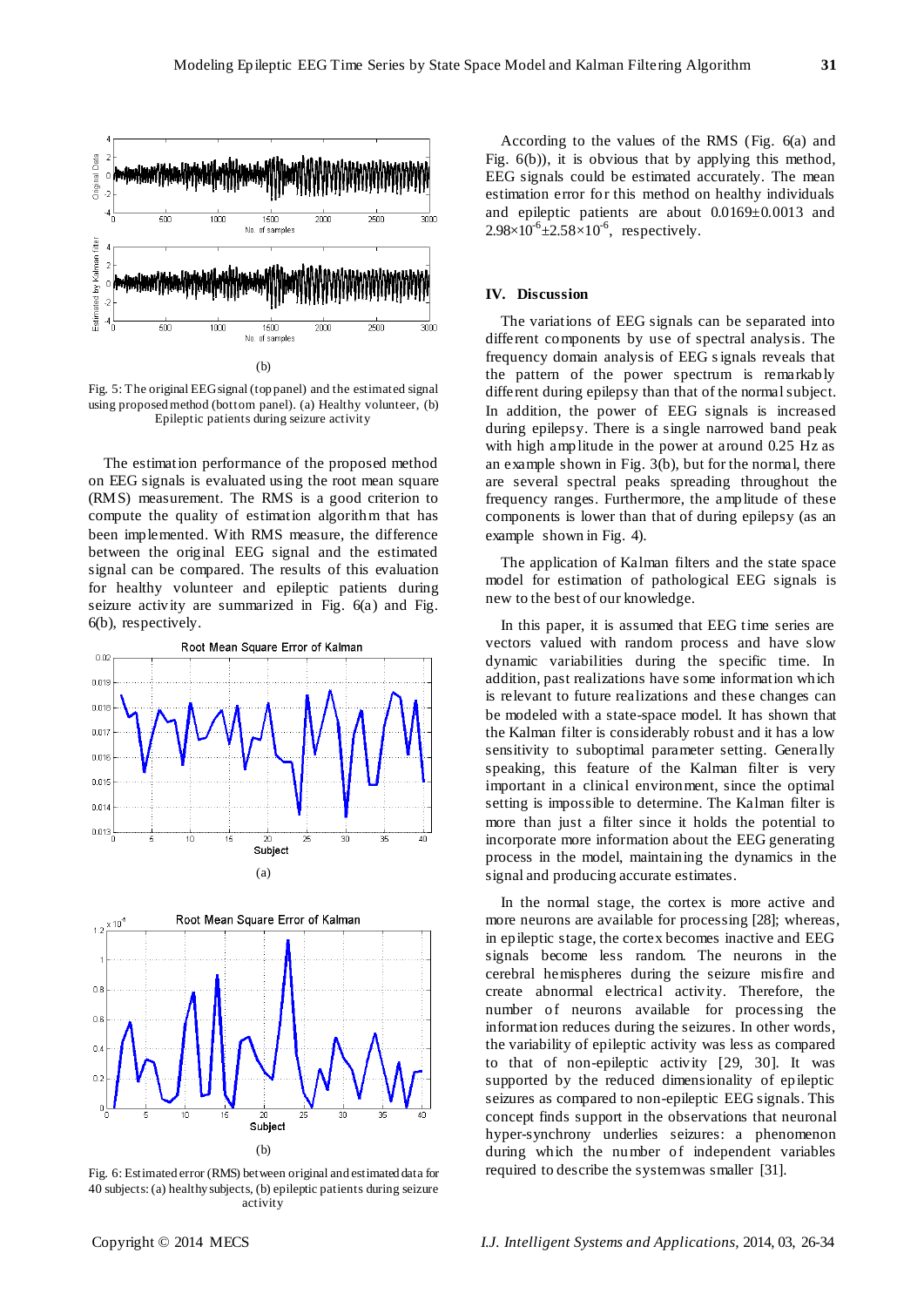(b)

Fig. 5: The original EEG signal (top panel) and the estimated signal using proposed method (bottom panel). (a) Healthy volunteer, (b) Epileptic patients during seizure activity

The estimation performance of the proposed method on EEG signals is evaluated using the root mean square (RMS) measurement. The RMS is a good criterion to compute the quality of estimation algorithm that has been implemented. With RMS measure, the difference between the original EEG signal and the estimated signal can be compared. The results of this evaluation for healthy volunteer and epileptic patients during seizure activity are summarized in Fig. 6(a) and Fig. 6(b), respectively.

(a)

(b)

Fig. 6: Estimated error (RMS) between original and estimated data for 40 subjects: (a) healthy subjects, (b) epileptic patients during seizure activity

According to the values of the RMS (Fig. 6(a) and Fig. 6(b)), it is obvious that by applying this method, EEG signals could be estimated accurately. The mean estimation error for this method on healthy individuals and epileptic patients are about $0.0169 \pm 0.0013$ and $2.98 \times 10^{-6} \pm 2.58 \times 10^{-6}$, respectively.

## IV. Discussion

The variations of EEG signals can be separated into different components by use of spectral analysis. The frequency domain analysis of EEG signals reveals that the pattern of the power spectrum is remarkably different during epilepsy than that of the normal subject. In addition, the power of EEG signals is increased during epilepsy. There is a single narrowed band peak with high amplitude in the power at around 0.25 Hz as an example shown in Fig. 3(b), but for the normal, there are several spectral peaks spreading throughout the frequency ranges. Furthermore, the amplitude of these components is lower than that of during epilepsy (as an example shown in Fig. 4).

The application of Kalman filters and the state space model for estimation of pathological EEG signals is new to the best of our knowledge.

In this paper, it is assumed that EEG time series are vectors valued with random process and have slow dynamic variabilities during the specific time. In addition, past realizations have some information which is relevant to future realizations and these changes can be modeled with a state-space model. It has shown that the Kalman filter is considerably robust and it has a low sensitivity to suboptimal parameter setting. Generally speaking, this feature of the Kalman filter is very important in a clinical environment, since the optimal setting is impossible to determine. The Kalman filter is more than just a filter since it holds the potential to incorporate more information about the EEG generating process in the model, maintaining the dynamics in the signal and producing accurate estimates.

In the normal stage, the cortex is more active and more neurons are available for processing [28]; whereas, in epileptic stage, the cortex becomes inactive and EEG signals become less random. The neurons in the cerebral hemispheres during the seizure misfire and create abnormal electrical activity. Therefore, the number of neurons available for processing the information reduces during the seizures. In other words, the variability of epileptic activity was less as compared to that of non-epileptic activity [29, 30]. It was supported by the reduced dimensionality of epileptic seizures as compared to non-epileptic EEG signals. This concept finds support in the observations that neuronal hyper-synchrony underlies seizures: a phenomenon during which the number of independent variables required to describe the system was smaller [31].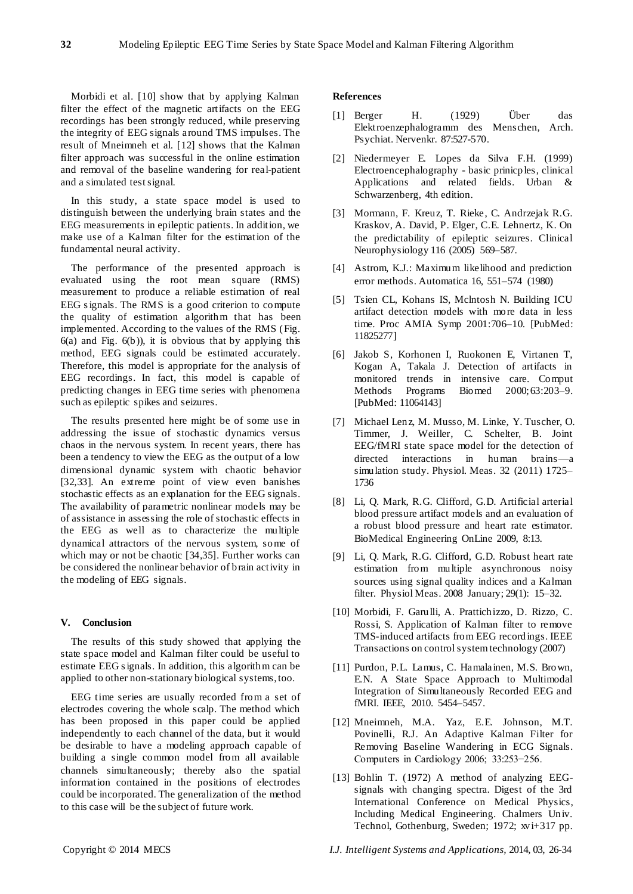Morbidi et al. [10] show that by applying Kalman filter the effect of the magnetic artifacts on the EEG recordings has been strongly reduced, while preserving the integrity of EEG signals around TMS impulses. The result of Mneimneh et al. [12] shows that the Kalman filter approach was successful in the online estimation and removal of the baseline wandering for real-patient and a simulated test signal.

In this study, a state space model is used to distinguish between the underlying brain states and the EEG measurements in epileptic patients. In addition, we make use of a Kalman filter for the estimation of the fundamental neural activity.

The performance of the presented approach is evaluated using the root mean square (RMS) measurement to produce a reliable estimation of real EEG signals. The RMS is a good criterion to compute the quality of estimation algorithm that has been implemented. According to the values of the RMS (Fig. 6(a) and Fig. 6(b)), it is obvious that by applying this method, EEG signals could be estimated accurately. Therefore, this model is appropriate for the analysis of EEG recordings. In fact, this model is capable of predicting changes in EEG time series with phenomena such as epileptic spikes and seizures.

The results presented here might be of some use in addressing the issue of stochastic dynamics versus chaos in the nervous system. In recent years, there has been a tendency to view the EEG as the output of a low dimensional dynamic system with chaotic behavior [32,33]. An extreme point of view even banishes stochastic effects as an explanation for the EEG signals. The availability of parametric nonlinear models may be of assistance in assessing the role of stochastic effects in the EEG as well as to characterize the multiple dynamical attractors of the nervous system, some of which may or not be chaotic [34,35]. Further works can be considered the nonlinear behavior of brain activity in the modeling of EEG signals.

## V. Conclusion

The results of this study showed that applying the state space model and Kalman filter could be useful to estimate EEG signals. In addition, this algorithm can be applied to other non-stationary biological systems, too.

EEG time series are usually recorded from a set of electrodes covering the whole scalp. The method which has been proposed in this paper could be applied independently to each channel of the data, but it would be desirable to have a modeling approach capable of building a single common model from all available channels simultaneously; thereby also the spatial information contained in the positions of electrodes could be incorporated. The generalization of the method to this case will be the subject of future work.

## References

[1] Berger H. (1929) Über das Elektroenzephalogramm des Menschen, Arch. Psychiat. Nervenkr. 87:527-570.

[2] Niedermeyer E. Lopes da Silva F.H. (1999) Electroencephalography - basic prinicples, clinical Applications and related fields. Urban & Schwarzenberg, 4th edition.

[3] Mormann, F. Kreuz, T. Rieke, C. Andrzejak R.G. Kraskov, A. David, P. Elger, C.E. Lehnertz, K. On the predictability of epileptic seizures. Clinical Neurophysiology 116 (2005) 569–587.

[4] Astrom, K.J.: Maximum likelihood and prediction error methods. Automatica 16, 551–574 (1980)

[5] Tsien CL, Kohans IS, Mclntosh N. Building ICU artifact detection models with more data in less time. Proc AMIA Symp 2001:706–10. [PubMed: 11825277]

[6] Jakob S, Korhonen I, Ruokonen E, Virtanen T, Kogan A, Takala J. Detection of artifacts in monitored trends in intensive care. Comput Methods Programs Biomed 2000;63:203–9. [PubMed: 11064143]

[7] Michael Lenz, M. Musso, M. Linke, Y. Tuscher, O. Timmer, J. Weiller, C. Schelter, B. Joint EEG/fMRI state space model for the detection of directed interactions in human brains—a simulation study. Physiol. Meas. 32 (2011) 1725–1736

[8] Li, Q. Mark, R.G. Clifford, G.D. Artificial arterial blood pressure artifact models and an evaluation of a robust blood pressure and heart rate estimator. BioMedical Engineering OnLine 2009, 8:13.

[9] Li, Q. Mark, R.G. Clifford, G.D. Robust heart rate estimation from multiple asynchronous noisy sources using signal quality indices and a Kalman filter. Physiol Meas. 2008 January; 29(1): 15–32.

[10] Morbidi, F. Garulli, A. Prattichizzo, D. Rizzo, C. Rossi, S. Application of Kalman filter to remove TMS-induced artifacts from EEG recordings. IEEE Transactions on control system technology (2007)

[11] Purdon, P.L. Lamus, C. Hamalainen, M.S. Brown, E.N. A State Space Approach to Multimodal Integration of Simultaneously Recorded EEG and fMRI. IEEE, 2010. 5454–5457.

[12] Mneimneh, M.A. Yaz, E.E. Johnson, M.T. Povinelli, R.J. An Adaptive Kalman Filter for Removing Baseline Wandering in ECG Signals. Computers in Cardiology 2006; 33:253−256.

[13] Bohlin T. (1972) A method of analyzing EEG-signals with changing spectra. Digest of the 3rd International Conference on Medical Physics, Including Medical Engineering. Chalmers Univ. Technol, Gothenburg, Sweden; 1972; xvi+317 pp.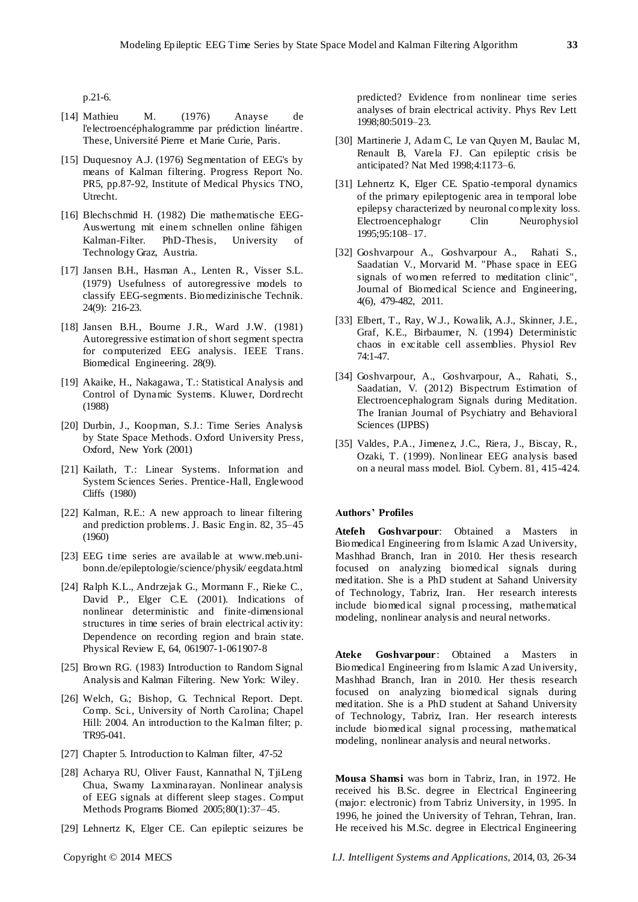p.21-6.

[14] Mathieu M. (1976) Anayse de l'electroencéphalogramme par prédiction linéartre. These, Université Pierre et Marie Curie, Paris.

[15] Duquesnoy A.J. (1976) Segmentation of EEG's by means of Kalman filtering. Progress Report No. PR5, pp.87-92, Institute of Medical Physics TNO, Utrecht.

[16] Blechschmid H. (1982) Die mathematische EEG-Auswertung mit einem schnellen online fähigen Kalman-Filter. PhD-Thesis, University of Technology Graz, Austria.

[17] Jansen B.H., Hasman A., Lenten R., Visser S.L. (1979) Usefulness of autoregressive models to classify EEG-segments. Biomedizinische Technik. 24(9): 216-23.

[18] Jansen B.H., Bourne J.R., Ward J.W. (1981) Autoregressive estimation of short segment spectra for computerized EEG analysis. IEEE Trans. Biomedical Engineering. 28(9).

[19] Akaike, H., Nakagawa, T.: Statistical Analysis and Control of Dynamic Systems. Kluwer, Dordrecht (1988)

[20] Durbin, J., Koopman, S.J.: Time Series Analysis by State Space Methods. Oxford University Press, Oxford, New York (2001)

[21] Kailath, T.: Linear Systems. Information and System Sciences Series. Prentice-Hall, Englewood Cliffs (1980)

[22] Kalman, R.E.: A new approach to linear filtering and prediction problems. J. Basic Engin. 82, 35–45 (1960)

[23] EEG time series are available at www.meb.uni-bonn.de/epileptologie/science/physik/eegdata.html

[24] Ralph K.L., Andrzejak G., Mormann F., Rieke C., David P., Elger C.E. (2001). Indications of nonlinear deterministic and finite-dimensional structures in time series of brain electrical activity: Dependence on recording region and brain state. Physical Review E, 64, 061907-1-061907-8

[25] Brown RG. (1983) Introduction to Random Signal Analysis and Kalman Filtering. New York: Wiley.

[26] Welch, G.; Bishop, G. Technical Report. Dept. Comp. Sci., University of North Carolina; Chapel Hill: 2004. An introduction to the Kalman filter; p. TR95-041.

[27] Chapter 5. Introduction to Kalman filter, 47-52

[28] Acharya RU, Oliver Faust, Kannathal N, TjiLeng Chua, Swamy Laxminarayan. Nonlinear analysis of EEG signals at different sleep stages. Comput Methods Programs Biomed 2005;80(1):37–45.

[29] Lehnertz K, Elger CE. Can epileptic seizures be predicted? Evidence from nonlinear time series analyses of brain electrical activity. Phys Rev Lett 1998;80:5019–23.

[30] Martinerie J, Adam C, Le van Quyen M, Baulac M, Renault B, Varela FJ. Can epileptic crisis be anticipated? Nat Med 1998;4:1173–6.

[31] Lehnertz K, Elger CE. Spatio-temporal dynamics of the primary epileptogenic area in temporal lobe epilepsy characterized by neuronal complexity loss. Electroencephalogr Clin Neurophysiol 1995;95:108–17.

[32] Goshvarpour A., Goshvarpour A., Rahati S., Saadatian V., Morvarid M. "Phase space in EEG signals of women referred to meditation clinic", Journal of Biomedical Science and Engineering, 4(6), 479-482, 2011.

[33] Elbert, T., Ray, W.J., Kowalik, A.J., Skinner, J.E., Graf, K.E., Birbaumer, N. (1994) Deterministic chaos in excitable cell assemblies. Physiol Rev 74:1-47.

[34] Goshvarpour, A., Goshvarpour, A., Rahati, S., Saadatian, V. (2012) Bispectrum Estimation of Electroencephalogram Signals during Meditation. The Iranian Journal of Psychiatry and Behavioral Sciences (IJPBS)

[35] Valdes, P.A., Jimenez, J.C., Riera, J., Biscay, R., Ozaki, T. (1999). Nonlinear EEG analysis based on a neural mass model. Biol. Cybern. 81, 415-424.

**Authors' Profiles**

**Atefeh Goshvarpour**: Obtained a Masters in Biomedical Engineering from Islamic Azad University, Mashhad Branch, Iran in 2010. Her thesis research focused on analyzing biomedical signals during meditation. She is a PhD student at Sahand University of Technology, Tabriz, Iran. Her research interests include biomedical signal processing, mathematical modeling, nonlinear analysis and neural networks.

**Ateke Goshvarpour**: Obtained a Masters in Biomedical Engineering from Islamic Azad University, Mashhad Branch, Iran in 2010. Her thesis research focused on analyzing biomedical signals during meditation. She is a PhD student at Sahand University of Technology, Tabriz, Iran. Her research interests include biomedical signal processing, mathematical modeling, nonlinear analysis and neural networks.

**Mousa Shamsi** was born in Tabriz, Iran, in 1972. He received his B.Sc. degree in Electrical Engineering (major: electronic) from Tabriz University, in 1995. In 1996, he joined the University of Tehran, Tehran, Iran. He received his M.Sc. degree in Electrical Engineering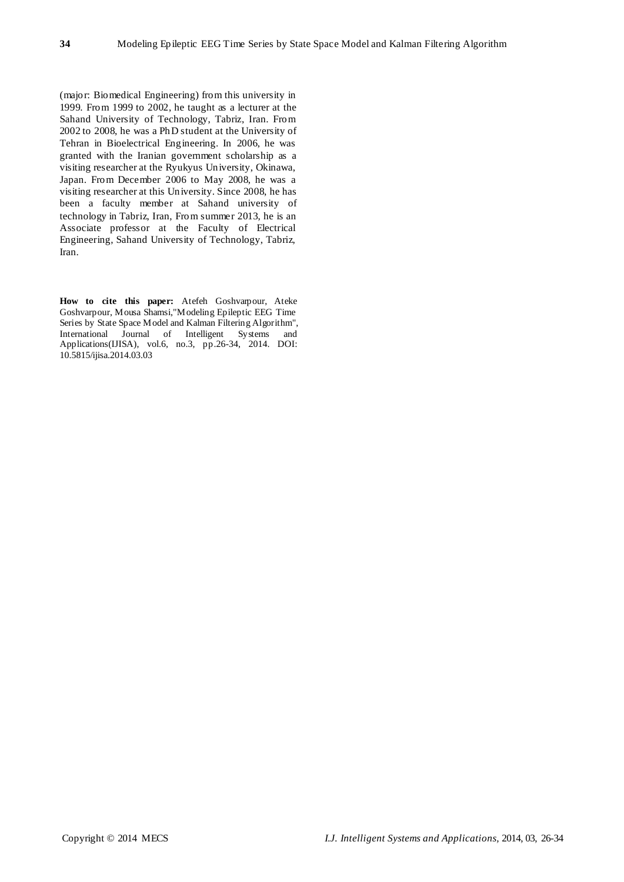(major: Biomedical Engineering) from this university in 1999. From 1999 to 2002, he taught as a lecturer at the Sahand University of Technology, Tabriz, Iran. From 2002 to 2008, he was a PhD student at the University of Tehran in Bioelectrical Engineering. In 2006, he was granted with the Iranian government scholarship as a visiting researcher at the Ryukyus University, Okinawa, Japan. From December 2006 to May 2008, he was a visiting researcher at this University. Since 2008, he has been a faculty member at Sahand university of technology in Tabriz, Iran, From summer 2013, he is an Associate professor at the Faculty of Electrical Engineering, Sahand University of Technology, Tabriz, Iran.

**How to cite this paper:** Atefeh Goshvarpour, Ateke Goshvarpour, Mousa Shamsi,"Modeling Epileptic EEG Time Series by State Space Model and Kalman Filtering Algorithm", International Journal of Intelligent Systems and Applications(IJISA), vol.6, no.3, pp.26-34, 2014. DOI: 10.5815/ijisa.2014.03.03